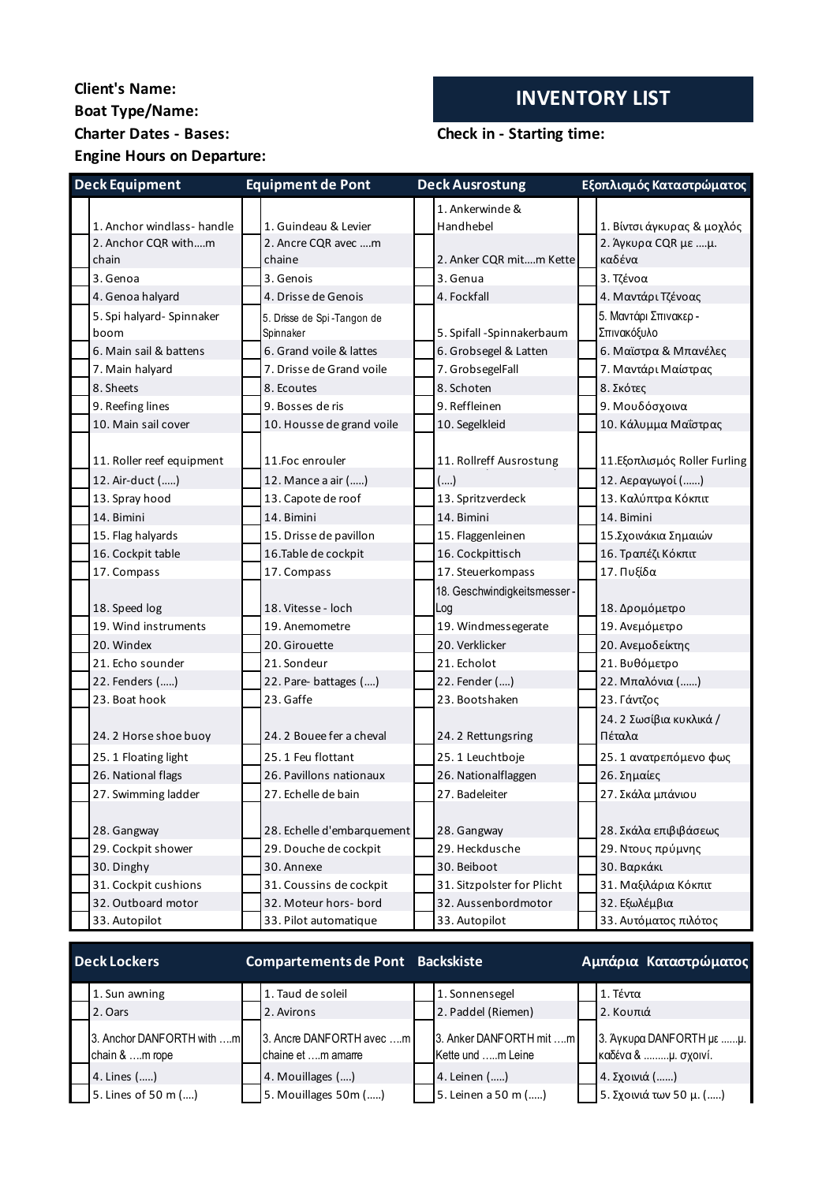**Client's Name:**

**Boat Type/Name:**

**Charter Dates - Bases:**

**Engine Hours on Departure:**

## INVENTORY LIST

**Check in - Starting time:**

| | Deck Equipment | | Equipment de Pont | | Deck Ausrostung | | Εξοπλισμός Καταστρώματος |
|---|---|---|---|---|---|---|---|
| | 1. Anchor windlass- handle | | 1. Guindeau & Levier | | 1. Ankerwinde & Handhebel | | 1. Βίντσι άγκυρας & μοχλός |
| | 2. Anchor CQR with….m chain | | 2. Ancre CQR avec ….m chaine | | 2. Anker CQR mit….m Kette | | 2. Άγκυρα CQR με ….μ. καδένα |
| | 3. Genoa | | 3. Genois | | 3. Genua | | 3. Τζένοα |
| | 4. Genoa halyard | | 4. Drisse de Genois | | 4. Fockfall | | 4. Μαντάρι Τζένοας |
| | 5. Spi halyard- Spinnaker boom | | 5. Drisse de Spi -Tangon de Spinnaker | | 5. Spifall -Spinnakerbaum | | 5. Μαντάρι Σπινακερ - Σπινακόξυλο |
| | 6. Main sail & battens | | 6. Grand voile & lattes | | 6. Grobsegel & Latten | | 6. Μαϊστρα & Μπανέλες |
| | 7. Main halyard | | 7. Drisse de Grand voile | | 7. GrobsegelFall | | 7. Μαντάρι Μαίστρας |
| | 8. Sheets | | 8. Ecoutes | | 8. Schoten | | 8. Σκότες |
| | 9. Reefing lines | | 9. Bosses de ris | | 9. Reffleinen | | 9. Μουδόσχοινα |
| | 10. Main sail cover | | 10. Housse de grand voile | | 10. Segelkleid | | 10. Κάλυμμα Μαΐστρας |
| | 11. Roller reef equipment | | 11.Foc enrouler | | 11. Rollreff Ausrostung | | 11.Εξοπλισμός Roller Furling |
| | 12. Air-duct (…..) | | 12. Mance a air (…..) | | (….) | | 12. Αεραγωγοί (……) |
| | 13. Spray hood | | 13. Capote de roof | | 13. Spritzverdeck | | 13. Καλύπτρα Κόκπιτ |
| | 14. Bimini | | 14. Bimini | | 14. Bimini | | 14. Bimini |
| | 15. Flag halyards | | 15. Drisse de pavillon | | 15. Flaggenleinen | | 15.Σχοινάκια Σημαιών |
| | 16. Cockpit table | | 16.Table de cockpit | | 16. Cockpittisch | | 16. Τραπέζι Κόκπιτ |
| | 17. Compass | | 17. Compass | | 17. Steuerkompass | | 17. Πυξίδα |
| | 18. Speed log | | 18. Vitesse - loch | | 18. Geschwindigkeitsmesser - Log | | 18. Δρομόμετρο |
| | 19. Wind instruments | | 19. Anemometre | | 19. Windmessegerate | | 19. Ανεμόμετρο |
| | 20. Windex | | 20. Girouette | | 20. Verklicker | | 20. Ανεμοδείκτης |
| | 21. Echo sounder | | 21. Sondeur | | 21. Echolot | | 21. Βυθόμετρο |
| | 22. Fenders (…..) | | 22. Pare- battages (….) | | 22. Fender (….) | | 22. Μπαλόνια (……) |
| | 23. Boat hook | | 23. Gaffe | | 23. Bootshaken | | 23. Γάντζος |
| | 24. 2 Horse shoe buoy | | 24. 2 Bouee fer a cheval | | 24. 2 Rettungsring | | 24. 2 Σωσίβια κυκλικά / Πέταλα |
| | 25. 1 Floating light | | 25. 1 Feu flottant | | 25. 1 Leuchtboje | | 25. 1 ανατρεπόμενο φως |
| | 26. National flags | | 26. Pavillons nationaux | | 26. Nationalflaggen | | 26. Σημαίες |
| | 27. Swimming ladder | | 27. Echelle de bain | | 27. Badeleiter | | 27. Σκάλα μπάνιου |
| | 28. Gangway | | 28. Echelle d'embarquement | | 28. Gangway | | 28. Σκάλα επιβιβάσεως |
| | 29. Cockpit shower | | 29. Douche de cockpit | | 29. Heckdusche | | 29. Ντους πρύμνης |
| | 30. Dinghy | | 30. Annexe | | 30. Beiboot | | 30. Βαρκάκι |
| | 31. Cockpit cushions | | 31. Coussins de cockpit | | 31. Sitzpolster for Plicht | | 31. Μαξιλάρια Κόκπιτ |
| | 32. Outboard motor | | 32. Moteur hors- bord | | 32. Aussenbordmotor | | 32. Εξωλέμβια |
| | 33. Autopilot | | 33. Pilot automatique | | 33. Autopilot | | 33. Αυτόματος πιλότος |

| | Deck Lockers | | Compartements de Pont | | Backskiste | | Αμπάρια Καταστρώματος |
|---|---|---|---|---|---|---|---|
| | 1. Sun awning | | 1. Taud de soleil | | 1. Sonnensegel | | 1. Τέντα |
| | 2. Oars | | 2. Avirons | | 2. Paddel (Riemen) | | 2. Κουπιά |
| | 3. Anchor DANFORTH with ….m chain & ….m rope | | 3. Ancre DANFORTH avec ….m chaine et ….m amarre | | 3. Anker DANFORTH mit ….m Kette und …..m Leine | | 3. Άγκυρα DANFORTH με ……μ. καδένα & ………μ. σχοινί. |
| | 4. Lines (…..) | | 4. Mouillages (….) | | 4. Leinen (…..) | | 4. Σχοινιά (……) |
| | 5. Lines of 50 m (….) | | 5. Mouillages 50m (…..) | | 5. Leinen a 50 m (…..) | | 5. Σχοινιά των 50 μ. (…..) |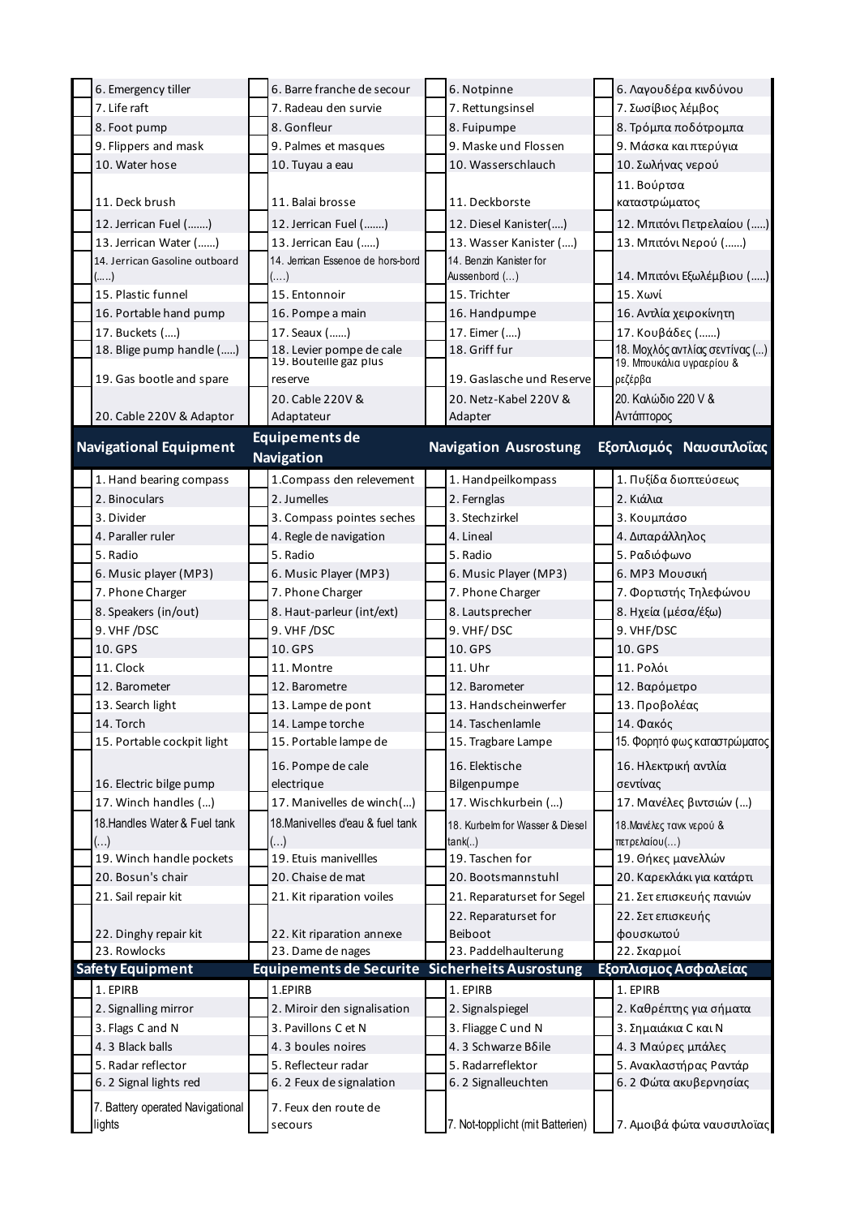| | English | | French | | German | | Greek |
|---|---|---|---|---|---|---|---|
| | 6. Emergency tiller | | 6. Barre franche de secour | | 6. Notpinne | | 6. Λαγουδέρα κινδύνου |
| | 7. Life raft | | 7. Radeau den survie | | 7. Rettungsinsel | | 7. Σωσίβιος λέμβος |
| | 8. Foot pump | | 8. Gonfleur | | 8. Fuipumpe | | 8. Τρόμπα ποδότρομπα |
| | 9. Flippers and mask | | 9. Palmes et masques | | 9. Maske und Flossen | | 9. Μάσκα και πτερύγια |
| | 10. Water hose | | 10. Tuyau a eau | | 10. Wasserschlauch | | 10. Σωλήνας νερού |
| | 11. Deck brush | | 11. Balai brosse | | 11. Deckborste | | 11. Βούρτσα καταστρώματος |
| | 12. Jerrican Fuel (.......) | | 12. Jerrican Fuel (.......) | | 12. Diesel Kanister(....) | | 12. Μπιτόνι Πετρελαίου (.....) |
| | 13. Jerrican Water (......) | | 13. Jerrican Eau (.....) | | 13. Wasser Kanister (....) | | 13. Μπιτόνι Νερού (......) |
| | 14. Jerrican Gasoline outboard (.....) | | 14. Jerrican Essenoe de hors-bord (....) | | 14. Benzin Kanister for Aussenbord (...) | | 14. Μπιτόνι Εξωλέμβιου (.....) |
| | 15. Plastic funnel | | 15. Entonnoir | | 15. Trichter | | 15. Χωνί |
| | 16. Portable hand pump | | 16. Pompe a main | | 16. Handpumpe | | 16. Αντλία χειροκίνητη |
| | 17. Buckets (....) | | 17. Seaux (......) | | 17. Eimer (....) | | 17. Κουβάδες (......) |
| | 18. Blige pump handle (.....) | | 18. Levier pompe de cale | | 18. Griff fur | | 18. Μοχλός αντλίας σεντίνας (...) |
| | 19. Gas bootle and spare | | 19. Bouteille gaz plus reserve | | 19. Gaslasche und Reserve | | 19. Μπουκάλια υγραερίου & ρεζέρβα |
| | 20. Cable 220V & Adaptor | | 20. Cable 220V & Adaptateur | | 20. Netz-Kabel 220V & Adapter | | 20. Καλώδιο 220 V & Αντάπτορος |
| **Navigational Equipment** | | **Equipements de Navigation** | | **Navigation Ausrostung** | | **Εξοπλισμός Ναυσιπλοΐας** | |
| | 1. Hand bearing compass | | 1.Compass den relevement | | 1. Handpeilkompass | | 1. Πυξίδα διοπτεύσεως |
| | 2. Binoculars | | 2. Jumelles | | 2. Fernglas | | 2. Κιάλια |
| | 3. Divider | | 3. Compass pointes seches | | 3. Stechzirkel | | 3. Κουμπάσο |
| | 4. Paraller ruler | | 4. Regle de navigation | | 4. Lineal | | 4. Διπαράλληλος |
| | 5. Radio | | 5. Radio | | 5. Radio | | 5. Ραδιόφωνο |
| | 6. Music player (MP3) | | 6. Music Player (MP3) | | 6. Music Player (MP3) | | 6. MP3 Μουσική |
| | 7. Phone Charger | | 7. Phone Charger | | 7. Phone Charger | | 7. Φορτιστής Τηλεφώνου |
| | 8. Speakers (in/out) | | 8. Haut-parleur (int/ext) | | 8. Lautsprecher | | 8. Ηχεία (μέσα/έξω) |
| | 9. VHF /DSC | | 9. VHF /DSC | | 9. VHF/ DSC | | 9. VHF/DSC |
| | 10. GPS | | 10. GPS | | 10. GPS | | 10. GPS |
| | 11. Clock | | 11. Montre | | 11. Uhr | | 11. Ρολόι |
| | 12. Barometer | | 12. Barometre | | 12. Barometer | | 12. Βαρόμετρο |
| | 13. Search light | | 13. Lampe de pont | | 13. Handscheinwerfer | | 13. Προβολέας |
| | 14. Torch | | 14. Lampe torche | | 14. Taschenlamle | | 14. Φακός |
| | 15. Portable cockpit light | | 15. Portable lampe de | | 15. Tragbare Lampe | | 15. Φορητό φως καταστρώματος |
| | 16. Electric bilge pump | | 16. Pompe de cale electrique | | 16. Elektische Bilgenpumpe | | 16. Ηλεκτρική αντλία σεντίνας |
| | 17. Winch handles (...) | | 17. Manivelles de winch(...) | | 17. Wischkurbein (...) | | 17. Μανέλες βιντσιών (...) |
| | 18.Handles Water & Fuel tank (...) | | 18.Manivelles d'eau & fuel tank (...) | | 18. Kurbelm for Wasser & Diesel tank(..) | | 18.Μανέλες τανκ νερού & πετρελαίου(...) |
| | 19. Winch handle pockets | | 19. Etuis manivellles | | 19. Taschen for | | 19. Θήκες μανελλών |
| | 20. Bosun's chair | | 20. Chaise de mat | | 20. Bootsmannstuhl | | 20. Καρεκλάκι για κατάρτι |
| | 21. Sail repair kit | | 21. Kit riparation voiles | | 21. Reparaturset for Segel | | 21. Σετ επισκευής πανιών |
| | 22. Dinghy repair kit | | 22. Kit riparation annexe | | 22. Reparaturset for Beiboot | | 22. Σετ επισκευής φουσκωτού |
| | 23. Rowlocks | | 23. Dame de nages | | 23. Paddelhaulterung | | 22. Σκαρμοί |
| **Safety Equipment** | | **Equipements de Securite** | | **Sicherheits Ausrostung** | | **Εξοπλισμος Ασφαλείας** | |
| | 1. EPIRB | | 1.EPIRB | | 1. EPIRB | | 1. EPIRB |
| | 2. Signalling mirror | | 2. Miroir den signalisation | | 2. Signalspiegel | | 2. Καθρέπτης για σήματα |
| | 3. Flags C and N | | 3. Pavillons C et N | | 3. Fliagge C und N | | 3. Σημαιάκια C και N |
| | 4. 3 Black balls | | 4. 3 boules noires | | 4. 3 Schwarze Bδile | | 4. 3 Μαύρες μπάλες |
| | 5. Radar reflector | | 5. Reflecteur radar | | 5. Radarreflektor | | 5. Ανακλαστήρας Ραντάρ |
| | 6. 2 Signal lights red | | 6. 2 Feux de signalation | | 6. 2 Signalleuchten | | 6. 2 Φώτα ακυβερνησίας |
| | 7. Battery operated Navigational lights | | 7. Feux den route de secours | | 7. Not-topplicht (mit Batterien) | | 7. Αμοιβά φώτα ναυσιπλοΐας |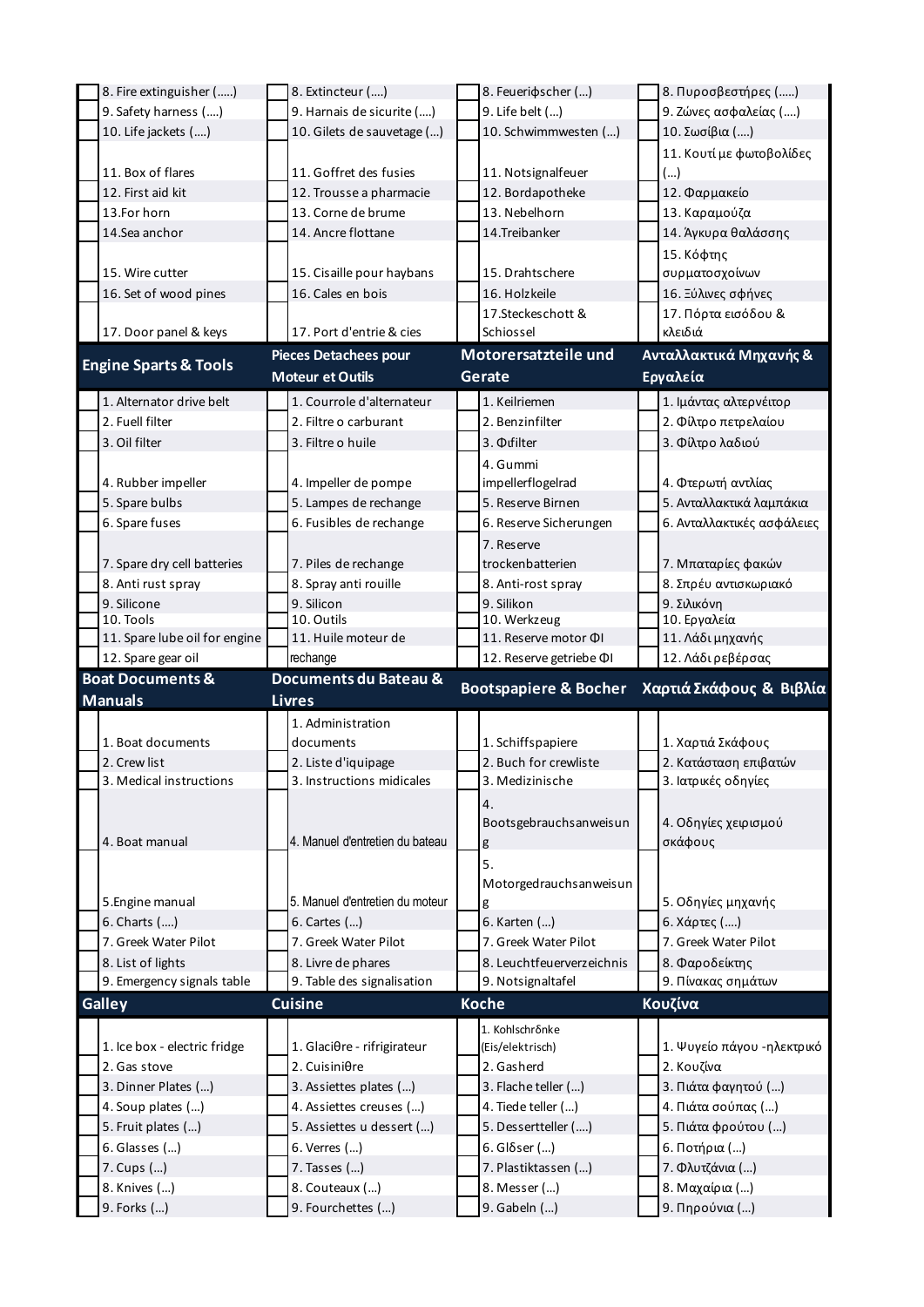| | English | | Français | | Deutsch | | Ελληνικά |
|---|---|---|---|---|---|---|---|
| | 8. Fire extinguisher (.....) | | 8. Extincteur (....) | | 8. Feueriфscher (...) | | 8. Πυροσβεστήρες (.....) |
| | 9. Safety harness (....) | | 9. Harnais de sicurite (....) | | 9. Life belt (...) | | 9. Ζώνες ασφαλείας (....) |
| | 10. Life jackets (....) | | 10. Gilets de sauvetage (...) | | 10. Schwimmwesten (...) | | 10. Σωσίβια (....) |
| | 11. Box of flares | | 11. Goffret des fusies | | 11. Notsignalfeuer | | 11. Κουτί με φωτοβολίδες (...) |
| | 12. First aid kit | | 12. Trousse a pharmacie | | 12. Bordapotheke | | 12. Φαρμακείο |
| | 13.For horn | | 13. Corne de brume | | 13. Nebelhorn | | 13. Καραμούζα |
| | 14.Sea anchor | | 14. Ancre flottane | | 14.Treibanker | | 14. Άγκυρα θαλάσσης |
| | 15. Wire cutter | | 15. Cisaille pour haybans | | 15. Drahtschere | | 15. Κόφτης συρματοσχοίνων |
| | 16. Set of wood pines | | 16. Cales en bois | | 16. Holzkeile | | 16. Ξύλινες σφήνες |
| | 17. Door panel & keys | | 17. Port d'entrie & cies | | 17.Steckeschott & Schiossel | | 17. Πόρτα εισόδου & κλειδιά |
| **Engine Sparts & Tools** | | **Pieces Detachees pour Moteur et Outils** | | **Motorersatzteile und Gerate** | | **Ανταλλακτικά Μηχανής & Εργαλεία** | |
| | 1. Alternator drive belt | | 1. Courrole d'alternateur | | 1. Keilriemen | | 1. Ιμάντας αλτερνέιτορ |
| | 2. Fuell filter | | 2. Filtre o carburant | | 2. Benzinfilter | | 2. Φίλτρο πετρελαίου |
| | 3. Oil filter | | 3. Filtre o huile | | 3. Φfilter | | 3. Φίλτρο λαδιού |
| | 4. Rubber impeller | | 4. Impeller de pompe | | 4. Gummi impellerflogelrad | | 4. Φτερωτή αντλίας |
| | 5. Spare bulbs | | 5. Lampes de rechange | | 5. Reserve Birnen | | 5. Ανταλλακτικά λαμπάκια |
| | 6. Spare fuses | | 6. Fusibles de rechange | | 6. Reserve Sicherungen | | 6. Ανταλλακτικές ασφάλειες |
| | 7. Spare dry cell batteries | | 7. Piles de rechange | | 7. Reserve trockenbatterien | | 7. Μπαταρίες φακών |
| | 8. Anti rust spray | | 8. Spray anti rouille | | 8. Anti-rost spray | | 8. Σπρέυ αντισκωριακό |
| | 9. Silicone | | 9. Silicon | | 9. Silikon | | 9. Σιλικόνη |
| | 10. Tools | | 10. Outils | | 10. Werkzeug | | 10. Εργαλεία |
| | 11. Spare lube oil for engine | | 11. Huile moteur de rechange | | 11. Reserve motor ΦΙ | | 11. Λάδι μηχανής |
| | 12. Spare gear oil | | | | 12. Reserve getriebe ΦΙ | | 12. Λάδι ρεβέρσας |
| **Boat Documents & Manuals** | | **Documents du Bateau & Livres** | | **Bootspapiere & Bocher** | | **Χαρτιά Σκάφους & Βιβλία** | |
| | 1. Boat documents | | 1. Administration documents | | 1. Schiffspapiere | | 1. Χαρτιά Σκάφους |
| | 2. Crew list | | 2. Liste d'iquipage | | 2. Buch for crewliste | | 2. Κατάσταση επιβατών |
| | 3. Medical instructions | | 3. Instructions midicales | | 3. Medizinische | | 3. Ιατρικές οδηγίες |
| | 4. Boat manual | | 4. Manuel d'entretien du bateau | | 4. Bootsgebrauchsanweisung | | 4. Οδηγίες χειρισμού σκάφους |
| | 5.Engine manual | | 5. Manuel d'entretien du moteur | | 5. Motorgedrauchsanweisung | | 5. Οδηγίες μηχανής |
| | 6. Charts (....) | | 6. Cartes (...) | | 6. Karten (...) | | 6. Χάρτες (....) |
| | 7. Greek Water Pilot | | 7. Greek Water Pilot | | 7. Greek Water Pilot | | 7. Greek Water Pilot |
| | 8. List of lights | | 8. Livre de phares | | 8. Leuchtfeuerverzeichnis | | 8. Φαροδείκτης |
| | 9. Emergency signals table | | 9. Table des signalisation | | 9. Notsignaltafel | | 9. Πίνακας σημάτων |
| **Galley** | | **Cuisine** | | **Koche** | | **Κουζίνα** | |
| | 1. Ice box - electric fridge | | 1. Glaciθre - rifrigirateur | | 1. Kohlschrδnke (Eis/elektrisch) | | 1. Ψυγείο πάγου -ηλεκτρικό |
| | 2. Gas stove | | 2. Cuisiniθre | | 2. Gasherd | | 2. Κουζίνα |
| | 3. Dinner Plates (...) | | 3. Assiettes plates (...) | | 3. Flache teller (...) | | 3. Πιάτα φαγητού (...) |
| | 4. Soup plates (...) | | 4. Assiettes creuses (...) | | 4. Tiede teller (...) | | 4. Πιάτα σούπας (...) |
| | 5. Fruit plates (...) | | 5. Assiettes u dessert (...) | | 5. Dessertteller (....) | | 5. Πιάτα φρούτου (...) |
| | 6. Glasses (...) | | 6. Verres (...) | | 6. Glδser (...) | | 6. Ποτήρια (...) |
| | 7. Cups (...) | | 7. Tasses (...) | | 7. Plastiktassen (...) | | 7. Φλυτζάνια (...) |
| | 8. Knives (...) | | 8. Couteaux (...) | | 8. Messer (...) | | 8. Μαχαίρια (...) |
| | 9. Forks (...) | | 9. Fourchettes (...) | | 9. Gabeln (...) | | 9. Πηρούνια (...) |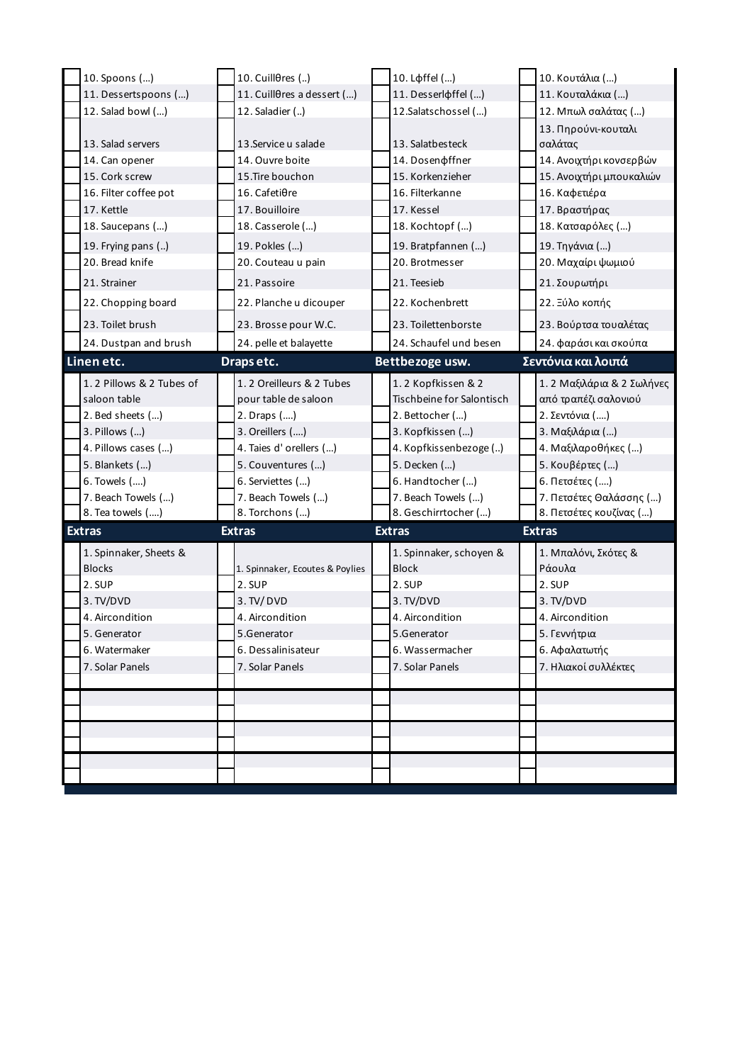| | English | | French | | German | | Greek |
|---|---|---|---|---|---|---|---|
| | 10. Spoons (...) | | 10. Cuillθres (..) | | 10. Lφffel (...) | | 10. Κουτάλια (...) |
| | 11. Dessertspoons (...) | | 11. Cuillθres a dessert (...) | | 11. Desserlφffel (...) | | 11. Κουταλάκια (...) |
| | 12. Salad bowl (...) | | 12. Saladier (..) | | 12.Salatschossel (...) | | 12. Μπωλ σαλάτας (...) |
| | 13. Salad servers | | 13.Service u salade | | 13. Salatbesteck | | 13. Πηρούνι-κουταλι σαλάτας |
| | 14. Can opener | | 14. Ouvre boite | | 14. Dosenφffner | | 14. Ανοιχτήρι κονσερβών |
| | 15. Cork screw | | 15.Tire bouchon | | 15. Korkenzieher | | 15. Ανοιχτήρι μπουκαλιών |
| | 16. Filter coffee pot | | 16. Cafetiθre | | 16. Filterkanne | | 16. Καφετιέρα |
| | 17. Kettle | | 17. Bouilloire | | 17. Kessel | | 17. Βραστήρας |
| | 18. Saucepans (...) | | 18. Casserole (...) | | 18. Kochtopf (...) | | 18. Κατσαρόλες (...) |
| | 19. Frying pans (..) | | 19. Pokles (...) | | 19. Bratpfannen (...) | | 19. Τηγάνια (...) |
| | 20. Bread knife | | 20. Couteau u pain | | 20. Brotmesser | | 20. Μαχαίρι ψωμιού |
| | 21. Strainer | | 21. Passoire | | 21. Teesieb | | 21. Σουρωτήρι |
| | 22. Chopping board | | 22. Planche u dicouper | | 22. Kochenbrett | | 22. Ξύλο κοπής |
| | 23. Toilet brush | | 23. Brosse pour W.C. | | 23. Toilettenborste | | 23. Βούρτσα τουαλέτας |
| | 24. Dustpan and brush | | 24. pelle et balayette | | 24. Schaufel und besen | | 24. φαράσι και σκούπα |
| **Linen etc.** | | **Draps etc.** | | **Bettbezoge usw.** | | **Σεντόνια και λοιπά** | |
| | 1. 2 Pillows & 2 Tubes of saloon table | | 1. 2 Oreilleurs & 2 Tubes pour table de saloon | | 1. 2 Kopfkissen & 2 Tischbeine for Salontisch | | 1. 2 Μαξιλάρια & 2 Σωλήνες από τραπέζι σαλονιού |
| | 2. Bed sheets (...) | | 2. Draps (....) | | 2. Bettocher (...) | | 2. Σεντόνια (....) |
| | 3. Pillows (...) | | 3. Oreillers (....) | | 3. Kopfkissen (...) | | 3. Μαξιλάρια (...) |
| | 4. Pillows cases (...) | | 4. Taies d' orellers (...) | | 4. Kopfkissenbezoge (..) | | 4. Μαξιλαροθήκες (...) |
| | 5. Blankets (...) | | 5. Couventures (...) | | 5. Decken (...) | | 5. Κουβέρτες (...) |
| | 6. Towels (....) | | 6. Serviettes (...) | | 6. Handtocher (...) | | 6. Πετσέτες (....) |
| | 7. Beach Towels (...) | | 7. Beach Towels (...) | | 7. Beach Towels (...) | | 7. Πετσέτες Θαλάσσης (...) |
| | 8. Tea towels (....) | | 8. Torchons (...) | | 8. Geschirrtocher (...) | | 8. Πετσέτες κουζίνας (...) |
| **Extras** | | **Extras** | | **Extras** | | **Extras** | |
| | 1. Spinnaker, Sheets & Blocks | | 1. Spinnaker, Ecoutes & Poylies | | 1. Spinnaker, schoyen & Block | | 1. Μπαλόνι, Σκότες & Ράουλα |
| | 2. SUP | | 2. SUP | | 2. SUP | | 2. SUP |
| | 3. TV/DVD | | 3. TV/ DVD | | 3. TV/DVD | | 3. TV/DVD |
| | 4. Aircondition | | 4. Aircondition | | 4. Aircondition | | 4. Aircondition |
| | 5. Generator | | 5.Generator | | 5.Generator | | 5. Γεννήτρια |
| | 6. Watermaker | | 6. Dessalinisateur | | 6. Wassermacher | | 6. Αφαλατωτής |
| | 7. Solar Panels | | 7. Solar Panels | | 7. Solar Panels | | 7. Ηλιακοί συλλέκτες |
| | | | | | | | |
| | | | | | | | |
| | | | | | | | |
| | | | | | | | |
| | | | | | | | |
| | | | | | | | |
| | | | | | | | |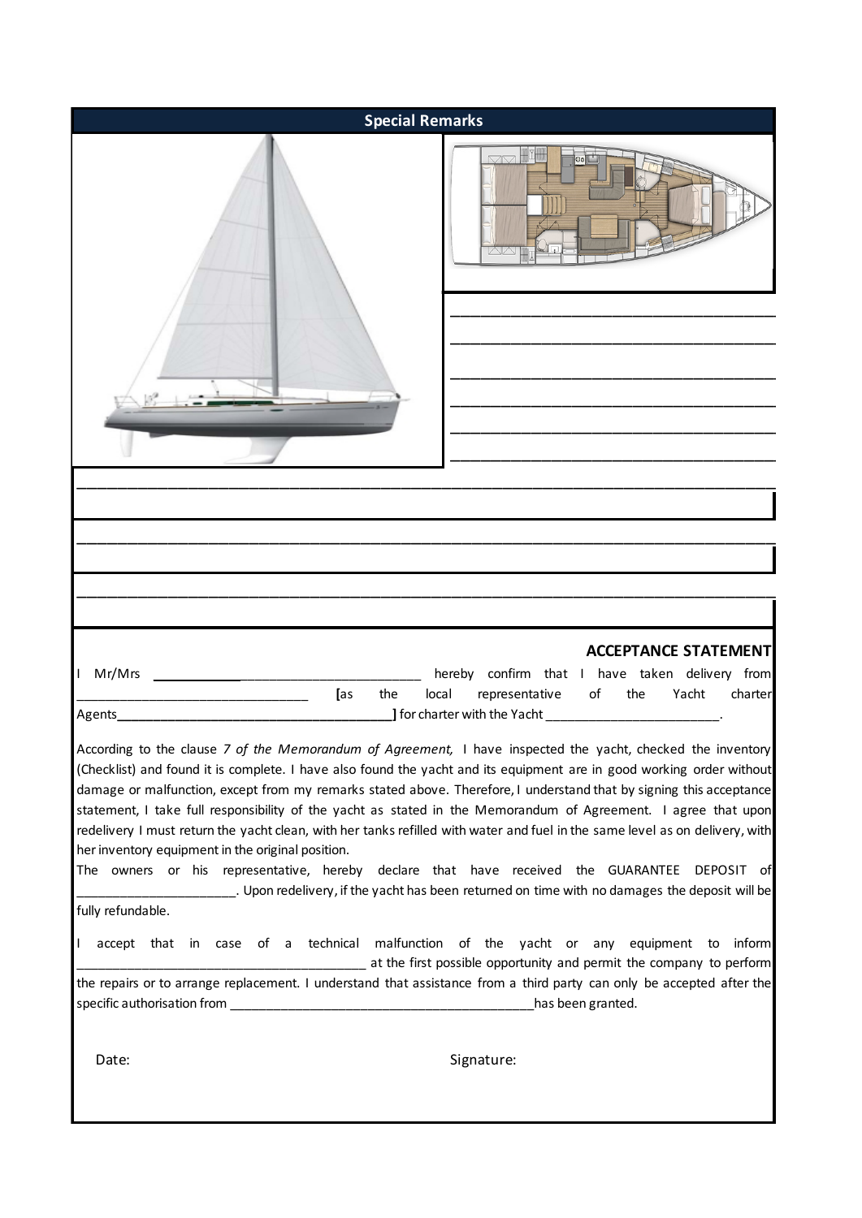## Special Remarks

________________________________________

________________________________________

________________________________________

________________________________________

________________________________________

________________________________________

________________________________________________________________________________

________________________________________________________________________________

________________________________________________________________________________

### ACCEPTANCE STATEMENT

I Mr/Mrs ______________________________________ hereby confirm that I have taken delivery from _________________________________ **[**as the local representative of the Yacht charter Agents**_______________________________________]** for charter with the Yacht ________________________.

According to the clause *7 of the Memorandum of Agreement,* I have inspected the yacht, checked the inventory (Checklist) and found it is complete. I have also found the yacht and its equipment are in good working order without damage or malfunction, except from my remarks stated above. Therefore, I understand that by signing this acceptance statement, I take full responsibility of the yacht as stated in the Memorandum of Agreement. I agree that upon redelivery I must return the yacht clean, with her tanks refilled with water and fuel in the same level as on delivery, with her inventory equipment in the original position.

The owners or his representative, hereby declare that have received the GUARANTEE DEPOSIT of ______________________. Upon redelivery, if the yacht has been returned on time with no damages the deposit will be fully refundable.

I accept that in case of a technical malfunction of the yacht or any equipment to inform _________________________________________ at the first possible opportunity and permit the company to perform the repairs or to arrange replacement. I understand that assistance from a third party can only be accepted after the specific authorisation from ____________________________________________has been granted.

Date: Signature: